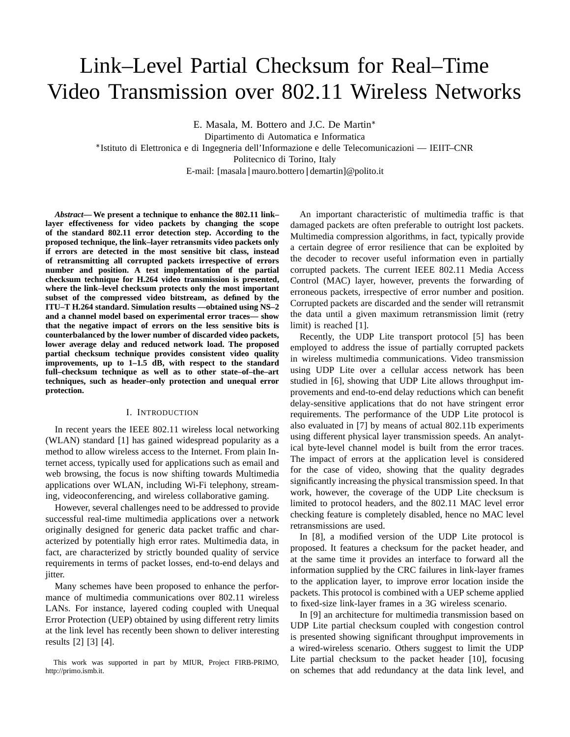# Link–Level Partial Checksum for Real–Time Video Transmission over 802.11 Wireless Networks

E. Masala, M. Bottero and J.C. De Martin*

Dipartimento di Automatica e Informatica

*Istituto di Elettronica e di Ingegneria dell'Informazione e delle Telecomunicazioni — IEIIT–CNR

Politecnico di Torino, Italy

E-mail: [masala|mauro.bottero|demartin]@polito.it

***Abstract*— We present a technique to enhance the 802.11 link–layer effectiveness for video packets by changing the scope of the standard 802.11 error detection step. According to the proposed technique, the link–layer retransmits video packets only if errors are detected in the most sensitive bit class, instead of retransmitting all corrupted packets irrespective of errors number and position. A test implementation of the partial checksum technique for H.264 video transmission is presented, where the link–level checksum protects only the most important subset of the compressed video bitstream, as defined by the ITU–T H.264 standard. Simulation results —obtained using NS–2 and a channel model based on experimental error traces— show that the negative impact of errors on the less sensitive bits is counterbalanced by the lower number of discarded video packets, lower average delay and reduced network load. The proposed partial checksum technique provides consistent video quality improvements, up to 1–1.5 dB, with respect to the standard full–checksum technique as well as to other state–of–the–art techniques, such as header–only protection and unequal error protection.**

## I. Introduction

In recent years the IEEE 802.11 wireless local networking (WLAN) standard [1] has gained widespread popularity as a method to allow wireless access to the Internet. From plain Internet access, typically used for applications such as email and web browsing, the focus is now shifting towards Multimedia applications over WLAN, including Wi-Fi telephony, streaming, videoconferencing, and wireless collaborative gaming.

However, several challenges need to be addressed to provide successful real-time multimedia applications over a network originally designed for generic data packet traffic and characterized by potentially high error rates. Multimedia data, in fact, are characterized by strictly bounded quality of service requirements in terms of packet losses, end-to-end delays and jitter.

Many schemes have been proposed to enhance the performance of multimedia communications over 802.11 wireless LANs. For instance, layered coding coupled with Unequal Error Protection (UEP) obtained by using different retry limits at the link level has recently been shown to deliver interesting results [2] [3] [4].

This work was supported in part by MIUR, Project FIRB-PRIMO, http://primo.ismb.it.

An important characteristic of multimedia traffic is that damaged packets are often preferable to outright lost packets. Multimedia compression algorithms, in fact, typically provide a certain degree of error resilience that can be exploited by the decoder to recover useful information even in partially corrupted packets. The current IEEE 802.11 Media Access Control (MAC) layer, however, prevents the forwarding of erroneous packets, irrespective of error number and position. Corrupted packets are discarded and the sender will retransmit the data until a given maximum retransmission limit (retry limit) is reached [1].

Recently, the UDP Lite transport protocol [5] has been employed to address the issue of partially corrupted packets in wireless multimedia communications. Video transmission using UDP Lite over a cellular access network has been studied in [6], showing that UDP Lite allows throughput improvements and end-to-end delay reductions which can benefit delay-sensitive applications that do not have stringent error requirements. The performance of the UDP Lite protocol is also evaluated in [7] by means of actual 802.11b experiments using different physical layer transmission speeds. An analytical byte-level channel model is built from the error traces. The impact of errors at the application level is considered for the case of video, showing that the quality degrades significantly increasing the physical transmission speed. In that work, however, the coverage of the UDP Lite checksum is limited to protocol headers, and the 802.11 MAC level error checking feature is completely disabled, hence no MAC level retransmissions are used.

In [8], a modified version of the UDP Lite protocol is proposed. It features a checksum for the packet header, and at the same time it provides an interface to forward all the information supplied by the CRC failures in link-layer frames to the application layer, to improve error location inside the packets. This protocol is combined with a UEP scheme applied to fixed-size link-layer frames in a 3G wireless scenario.

In [9] an architecture for multimedia transmission based on UDP Lite partial checksum coupled with congestion control is presented showing significant throughput improvements in a wired-wireless scenario. Others suggest to limit the UDP Lite partial checksum to the packet header [10], focusing on schemes that add redundancy at the data link level, and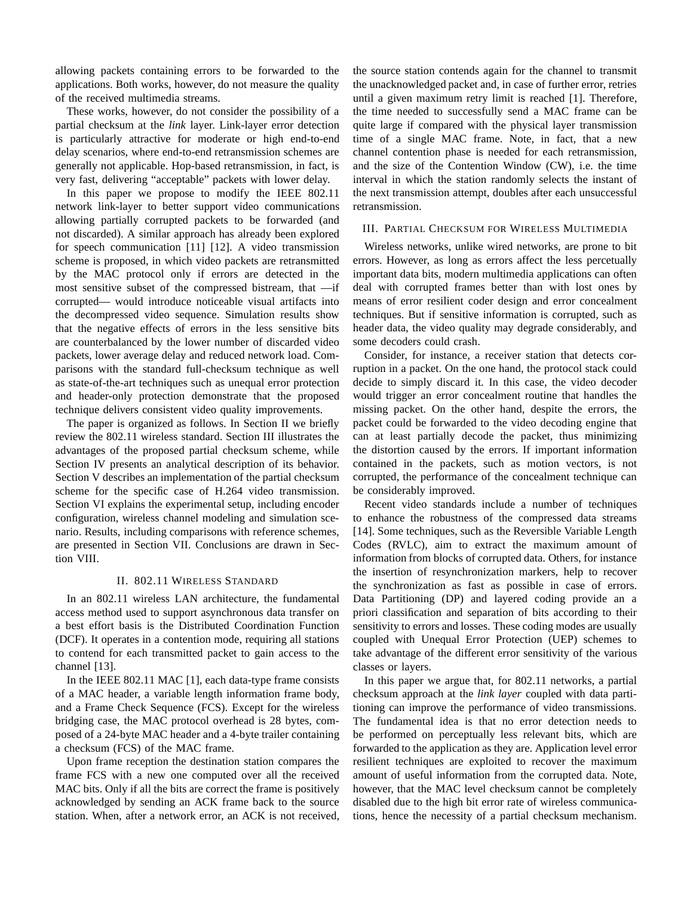allowing packets containing errors to be forwarded to the applications. Both works, however, do not measure the quality of the received multimedia streams.

These works, however, do not consider the possibility of a partial checksum at the *link* layer. Link-layer error detection is particularly attractive for moderate or high end-to-end delay scenarios, where end-to-end retransmission schemes are generally not applicable. Hop-based retransmission, in fact, is very fast, delivering "acceptable" packets with lower delay.

In this paper we propose to modify the IEEE 802.11 network link-layer to better support video communications allowing partially corrupted packets to be forwarded (and not discarded). A similar approach has already been explored for speech communication [11] [12]. A video transmission scheme is proposed, in which video packets are retransmitted by the MAC protocol only if errors are detected in the most sensitive subset of the compressed bitstream, that —if corrupted— would introduce noticeable visual artifacts into the decompressed video sequence. Simulation results show that the negative effects of errors in the less sensitive bits are counterbalanced by the lower number of discarded video packets, lower average delay and reduced network load. Comparisons with the standard full-checksum technique as well as state-of-the-art techniques such as unequal error protection and header-only protection demonstrate that the proposed technique delivers consistent video quality improvements.

The paper is organized as follows. In Section II we briefly review the 802.11 wireless standard. Section III illustrates the advantages of the proposed partial checksum scheme, while Section IV presents an analytical description of its behavior. Section V describes an implementation of the partial checksum scheme for the specific case of H.264 video transmission. Section VI explains the experimental setup, including encoder configuration, wireless channel modeling and simulation scenario. Results, including comparisons with reference schemes, are presented in Section VII. Conclusions are drawn in Section VIII.

## II. 802.11 Wireless Standard

In an 802.11 wireless LAN architecture, the fundamental access method used to support asynchronous data transfer on a best effort basis is the Distributed Coordination Function (DCF). It operates in a contention mode, requiring all stations to contend for each transmitted packet to gain access to the channel [13].

In the IEEE 802.11 MAC [1], each data-type frame consists of a MAC header, a variable length information frame body, and a Frame Check Sequence (FCS). Except for the wireless bridging case, the MAC protocol overhead is 28 bytes, composed of a 24-byte MAC header and a 4-byte trailer containing a checksum (FCS) of the MAC frame.

Upon frame reception the destination station compares the frame FCS with a new one computed over all the received MAC bits. Only if all the bits are correct the frame is positively acknowledged by sending an ACK frame back to the source station. When, after a network error, an ACK is not received, the source station contends again for the channel to transmit the unacknowledged packet and, in case of further error, retries until a given maximum retry limit is reached [1]. Therefore, the time needed to successfully send a MAC frame can be quite large if compared with the physical layer transmission time of a single MAC frame. Note, in fact, that a new channel contention phase is needed for each retransmission, and the size of the Contention Window (CW), i.e. the time interval in which the station randomly selects the instant of the next transmission attempt, doubles after each unsuccessful retransmission.

## III. Partial Checksum for Wireless Multimedia

Wireless networks, unlike wired networks, are prone to bit errors. However, as long as errors affect the less percetually important data bits, modern multimedia applications can often deal with corrupted frames better than with lost ones by means of error resilient coder design and error concealment techniques. But if sensitive information is corrupted, such as header data, the video quality may degrade considerably, and some decoders could crash.

Consider, for instance, a receiver station that detects corruption in a packet. On the one hand, the protocol stack could decide to simply discard it. In this case, the video decoder would trigger an error concealment routine that handles the missing packet. On the other hand, despite the errors, the packet could be forwarded to the video decoding engine that can at least partially decode the packet, thus minimizing the distortion caused by the errors. If important information contained in the packets, such as motion vectors, is not corrupted, the performance of the concealment technique can be considerably improved.

Recent video standards include a number of techniques to enhance the robustness of the compressed data streams [14]. Some techniques, such as the Reversible Variable Length Codes (RVLC), aim to extract the maximum amount of information from blocks of corrupted data. Others, for instance the insertion of resynchronization markers, help to recover the synchronization as fast as possible in case of errors. Data Partitioning (DP) and layered coding provide an a priori classification and separation of bits according to their sensitivity to errors and losses. These coding modes are usually coupled with Unequal Error Protection (UEP) schemes to take advantage of the different error sensitivity of the various classes or layers.

In this paper we argue that, for 802.11 networks, a partial checksum approach at the *link layer* coupled with data partitioning can improve the performance of video transmissions. The fundamental idea is that no error detection needs to be performed on perceptually less relevant bits, which are forwarded to the application as they are. Application level error resilient techniques are exploited to recover the maximum amount of useful information from the corrupted data. Note, however, that the MAC level checksum cannot be completely disabled due to the high bit error rate of wireless communications, hence the necessity of a partial checksum mechanism.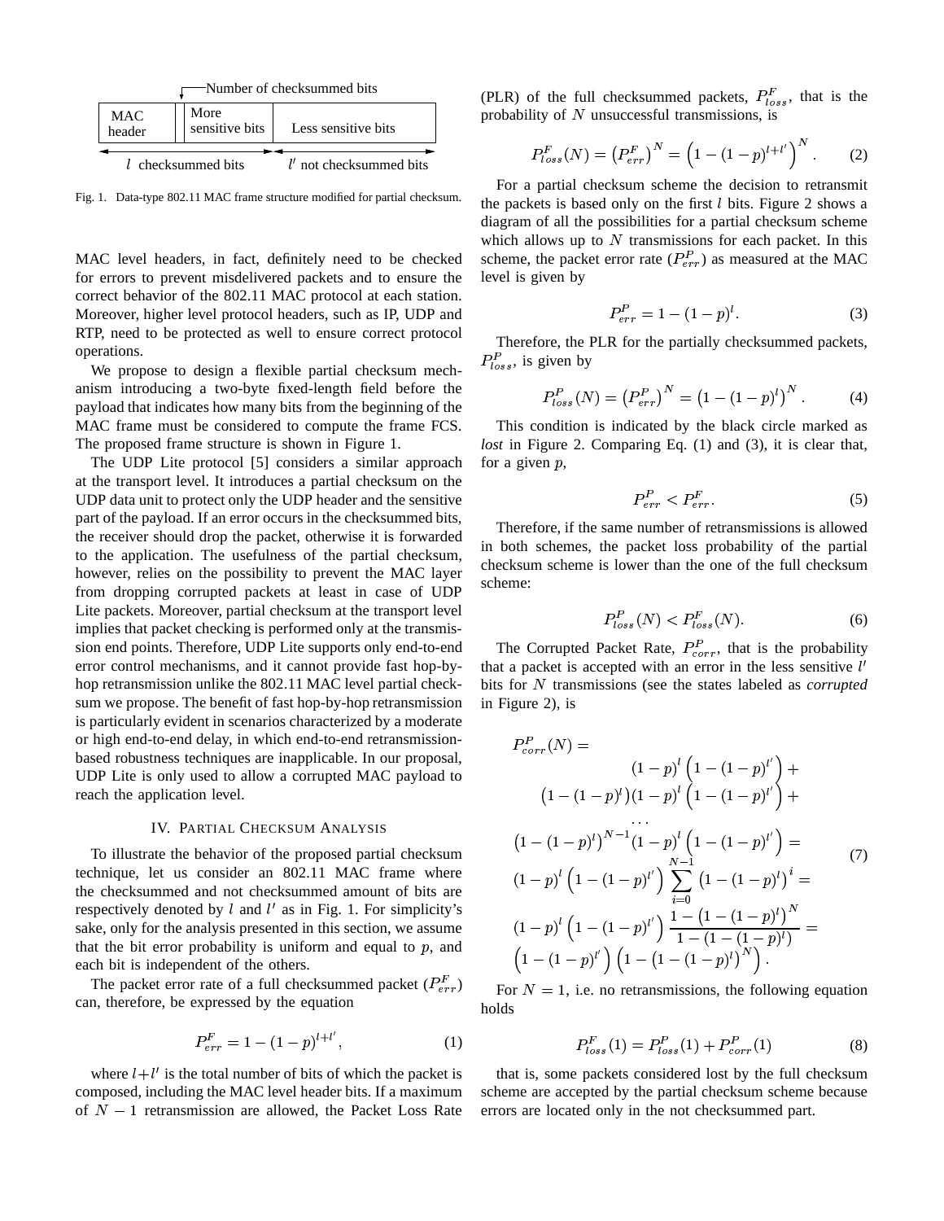Fig. 1. Data-type 802.11 MAC frame structure modified for partial checksum.

MAC level headers, in fact, definitely need to be checked for errors to prevent misdelivered packets and to ensure the correct behavior of the 802.11 MAC protocol at each station. Moreover, higher level protocol headers, such as IP, UDP and RTP, need to be protected as well to ensure correct protocol operations.

We propose to design a flexible partial checksum mechanism introducing a two-byte fixed-length field before the payload that indicates how many bits from the beginning of the MAC frame must be considered to compute the frame FCS. The proposed frame structure is shown in Figure 1.

The UDP Lite protocol [5] considers a similar approach at the transport level. It introduces a partial checksum on the UDP data unit to protect only the UDP header and the sensitive part of the payload. If an error occurs in the checksummed bits, the receiver should drop the packet, otherwise it is forwarded to the application. The usefulness of the partial checksum, however, relies on the possibility to prevent the MAC layer from dropping corrupted packets at least in case of UDP Lite packets. Moreover, partial checksum at the transport level implies that packet checking is performed only at the transmission end points. Therefore, UDP Lite supports only end-to-end error control mechanisms, and it cannot provide fast hop-by-hop retransmission unlike the 802.11 MAC level partial checksum we propose. The benefit of fast hop-by-hop retransmission is particularly evident in scenarios characterized by a moderate or high end-to-end delay, in which end-to-end retransmission-based robustness techniques are inapplicable. In our proposal, UDP Lite is only used to allow a corrupted MAC payload to reach the application level.

## IV. Partial Checksum Analysis

To illustrate the behavior of the proposed partial checksum technique, let us consider an 802.11 MAC frame where the checksummed and not checksummed amount of bits are respectively denoted by $l$ and $l'$ as in Fig. 1. For simplicity's sake, only for the analysis presented in this section, we assume that the bit error probability is uniform and equal to $p$, and each bit is independent of the others.

The packet error rate of a full checksummed packet ($P^F_{err}$) can, therefore, be expressed by the equation

$$P^F_{err} = 1 - (1-p)^{l+l'}, \tag{1}$$

where $l+l'$ is the total number of bits of which the packet is composed, including the MAC level header bits. If a maximum of $N-1$ retransmission are allowed, the Packet Loss Rate (PLR) of the full checksummed packets, $P^F_{loss}$, that is the probability of $N$ unsuccessful transmissions, is

$$P^F_{loss}(N) = \left(P^F_{err}\right)^N = \left(1-(1-p)^{l+l'}\right)^N. \tag{2}$$

For a partial checksum scheme the decision to retransmit the packets is based only on the first $l$ bits. Figure 2 shows a diagram of all the possibilities for a partial checksum scheme which allows up to $N$ transmissions for each packet. In this scheme, the packet error rate ($P^P_{err}$) as measured at the MAC level is given by

$$P^P_{err} = 1-(1-p)^l. \tag{3}$$

Therefore, the PLR for the partially checksummed packets, $P^P_{loss}$, is given by

$$P^P_{loss}(N) = \left(P^P_{err}\right)^N = \left(1-(1-p)^l\right)^N. \tag{4}$$

This condition is indicated by the black circle marked as *lost* in Figure 2. Comparing Eq. (1) and (3), it is clear that, for a given $p$,

$$P^P_{err} < P^F_{err}. \tag{5}$$

Therefore, if the same number of retransmissions is allowed in both schemes, the packet loss probability of the partial checksum scheme is lower than the one of the full checksum scheme:

$$P^P_{loss}(N) < P^F_{loss}(N). \tag{6}$$

The Corrupted Packet Rate, $P^P_{corr}$, that is the probability that a packet is accepted with an error in the less sensitive $l'$ bits for $N$ transmissions (see the states labeled as *corrupted* in Figure 2), is

$$\begin{aligned}
P^P_{corr}(N) = & \\
& (1-p)^l\left(1-(1-p)^{l'}\right) + \\
& \left(1-(1-p)^l\right)(1-p)^l\left(1-(1-p)^{l'}\right) + \\
& \cdots \\
& \left(1-(1-p)^l\right)^{N-1}(1-p)^l\left(1-(1-p)^{l'}\right) = \\
& (1-p)^l\left(1-(1-p)^{l'}\right)\sum_{i=0}^{N-1}\left(1-(1-p)^l\right)^i = \\
& (1-p)^l\left(1-(1-p)^{l'}\right)\frac{1-\left(1-(1-p)^l\right)^N}{1-(1-(1-p)^l)} = \\
& \left(1-(1-p)^{l'}\right)\left(1-\left(1-(1-p)^l\right)^N\right).
\end{aligned} \tag{7}$$

For $N=1$, i.e. no retransmissions, the following equation holds

$$P^F_{loss}(1) = P^P_{loss}(1) + P^P_{corr}(1) \tag{8}$$

that is, some packets considered lost by the full checksum scheme are accepted by the partial checksum scheme because errors are located only in the not checksummed part.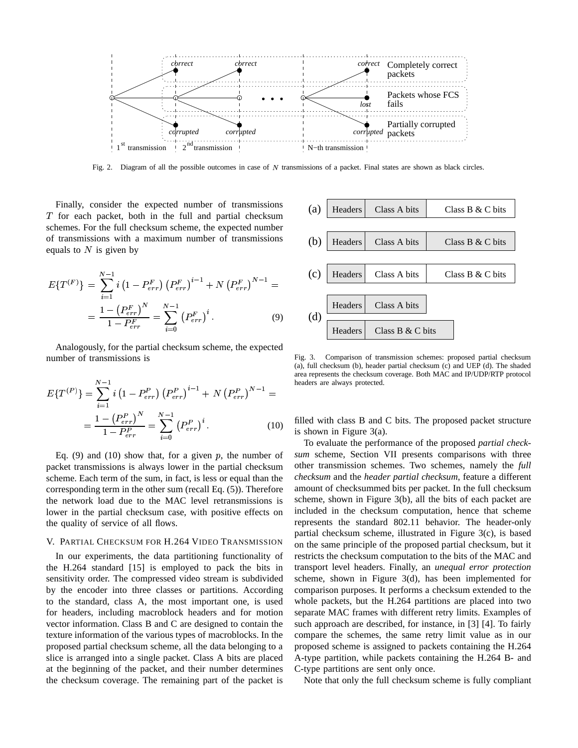Fig. 2. Diagram of all the possible outcomes in case of $N$ transmissions of a packet. Final states are shown as black circles.

Finally, consider the expected number of transmissions $T$ for each packet, both in the full and partial checksum schemes. For the full checksum scheme, the expected number of transmissions with a maximum number of transmissions equals to $N$ is given by

$$E\{T^{(F)}\} = \sum_{i=1}^{N-1} i\left(1-P^F_{err}\right)\left(P^F_{err}\right)^{i-1} + N\left(P^F_{err}\right)^{N-1} = \\ = \frac{1-\left(P^F_{err}\right)^N}{1-P^F_{err}} = \sum_{i=0}^{N-1}\left(P^F_{err}\right)^i. \quad (9)$$

Analogously, for the partial checksum scheme, the expected number of transmissions is

$$E\{T^{(P)}\} = \sum_{i=1}^{N-1} i\left(1-P^P_{err}\right)\left(P^P_{err}\right)^{i-1} + N\left(P^P_{err}\right)^{N-1} = \\ = \frac{1-\left(P^P_{err}\right)^N}{1-P^P_{err}} = \sum_{i=0}^{N-1}\left(P^P_{err}\right)^i. \quad (10)$$

Eq. (9) and (10) show that, for a given $p$, the number of packet transmissions is always lower in the partial checksum scheme. Each term of the sum, in fact, is less or equal than the corresponding term in the other sum (recall Eq. (5)). Therefore the network load due to the MAC level retransmissions is lower in the partial checksum case, with positive effects on the quality of service of all flows.

## V. Partial Checksum for H.264 Video Transmission

In our experiments, the data partitioning functionality of the H.264 standard [15] is employed to pack the bits in sensitivity order. The compressed video stream is subdivided by the encoder into three classes or partitions. According to the standard, class A, the most important one, is used for headers, including macroblock headers and for motion vector information. Class B and C are designed to contain the texture information of the various types of macroblocks. In the proposed partial checksum scheme, all the data belonging to a slice is arranged into a single packet. Class A bits are placed at the beginning of the packet, and their number determines the checksum coverage. The remaining part of the packet is filled with class B and C bits. The proposed packet structure is shown in Figure 3(a).

| | | | |
|---|---|---|---|
| (a) | Headers | Class A bits | Class B & C bits |
| (b) | Headers | Class A bits | Class B & C bits |
| (c) | Headers | Class A bits | Class B & C bits |
| (d) | Headers | Class A bits | |
| | Headers | Class B & C bits | |

Fig. 3. Comparison of transmission schemes: proposed partial checksum (a), full checksum (b), header partial checksum (c) and UEP (d). The shaded area represents the checksum coverage. Both MAC and IP/UDP/RTP protocol headers are always protected.

To evaluate the performance of the proposed *partial checksum* scheme, Section VII presents comparisons with three other transmission schemes. Two schemes, namely the *full checksum* and the *header partial checksum*, feature a different amount of checksummed bits per packet. In the full checksum scheme, shown in Figure 3(b), all the bits of each packet are included in the checksum computation, hence that scheme represents the standard 802.11 behavior. The header-only partial checksum scheme, illustrated in Figure 3(c), is based on the same principle of the proposed partial checksum, but it restricts the checksum computation to the bits of the MAC and transport level headers. Finally, an *unequal error protection* scheme, shown in Figure 3(d), has been implemented for comparison purposes. It performs a checksum extended to the whole packets, but the H.264 partitions are placed into two separate MAC frames with different retry limits. Examples of such approach are described, for instance, in [3] [4]. To fairly compare the schemes, the same retry limit value as in our proposed scheme is assigned to packets containing the H.264 A-type partition, while packets containing the H.264 B- and C-type partitions are sent only once.

Note that only the full checksum scheme is fully compliant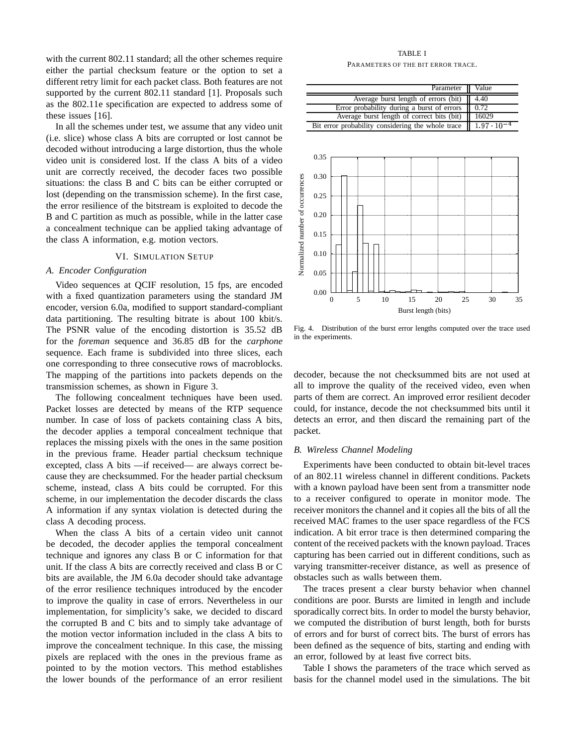with the current 802.11 standard; all the other schemes require either the partial checksum feature or the option to set a different retry limit for each packet class. Both features are not supported by the current 802.11 standard [1]. Proposals such as the 802.11e specification are expected to address some of these issues [16].

In all the schemes under test, we assume that any video unit (i.e. slice) whose class A bits are corrupted or lost cannot be decoded without introducing a large distortion, thus the whole video unit is considered lost. If the class A bits of a video unit are correctly received, the decoder faces two possible situations: the class B and C bits can be either corrupted or lost (depending on the transmission scheme). In the first case, the error resilience of the bitstream is exploited to decode the B and C partition as much as possible, while in the latter case a concealment technique can be applied taking advantage of the class A information, e.g. motion vectors.

## VI. Simulation Setup

### A. Encoder Configuration

Video sequences at QCIF resolution, 15 fps, are encoded with a fixed quantization parameters using the standard JM encoder, version 6.0a, modified to support standard-compliant data partitioning. The resulting bitrate is about 100 kbit/s. The PSNR value of the encoding distortion is 35.52 dB for the *foreman* sequence and 36.85 dB for the *carphone* sequence. Each frame is subdivided into three slices, each one corresponding to three consecutive rows of macroblocks. The mapping of the partitions into packets depends on the transmission schemes, as shown in Figure 3.

The following concealment techniques have been used. Packet losses are detected by means of the RTP sequence number. In case of loss of packets containing class A bits, the decoder applies a temporal concealment technique that replaces the missing pixels with the ones in the same position in the previous frame. Header partial checksum technique excepted, class A bits —if received— are always correct because they are checksummed. For the header partial checksum scheme, instead, class A bits could be corrupted. For this scheme, in our implementation the decoder discards the class A information if any syntax violation is detected during the class A decoding process.

When the class A bits of a certain video unit cannot be decoded, the decoder applies the temporal concealment technique and ignores any class B or C information for that unit. If the class A bits are correctly received and class B or C bits are available, the JM 6.0a decoder should take advantage of the error resilience techniques introduced by the encoder to improve the quality in case of errors. Nevertheless in our implementation, for simplicity's sake, we decided to discard the corrupted B and C bits and to simply take advantage of the motion vector information included in the class A bits to improve the concealment technique. In this case, the missing pixels are replaced with the ones in the previous frame as pointed to by the motion vectors. This method establishes the lower bounds of the performance of an error resilient decoder, because the not checksummed bits are not used at all to improve the quality of the received video, even when parts of them are correct. An improved error resilient decoder could, for instance, decode the not checksummed bits until it detects an error, and then discard the remaining part of the packet.

TABLE I
Parameters of the bit error trace.

| Parameter | Value |
|---|---|
| Average burst length of errors (bit) | 4.40 |
| Error probability during a burst of errors | 0.72 |
| Average burst length of correct bits (bit) | 16029 |
| Bit error probability considering the whole trace | $1.97 \cdot 10^{-4}$ |

Fig. 4. Distribution of the burst error lengths computed over the trace used in the experiments.

### B. Wireless Channel Modeling

Experiments have been conducted to obtain bit-level traces of an 802.11 wireless channel in different conditions. Packets with a known payload have been sent from a transmitter node to a receiver configured to operate in monitor mode. The receiver monitors the channel and it copies all the bits of all the received MAC frames to the user space regardless of the FCS indication. A bit error trace is then determined comparing the content of the received packets with the known payload. Traces capturing has been carried out in different conditions, such as varying transmitter-receiver distance, as well as presence of obstacles such as walls between them.

The traces present a clear bursty behavior when channel conditions are poor. Bursts are limited in length and include sporadically correct bits. In order to model the bursty behavior, we computed the distribution of burst length, both for bursts of errors and for burst of correct bits. The burst of errors has been defined as the sequence of bits, starting and ending with an error, followed by at least five correct bits.

Table I shows the parameters of the trace which served as basis for the channel model used in the simulations. The bit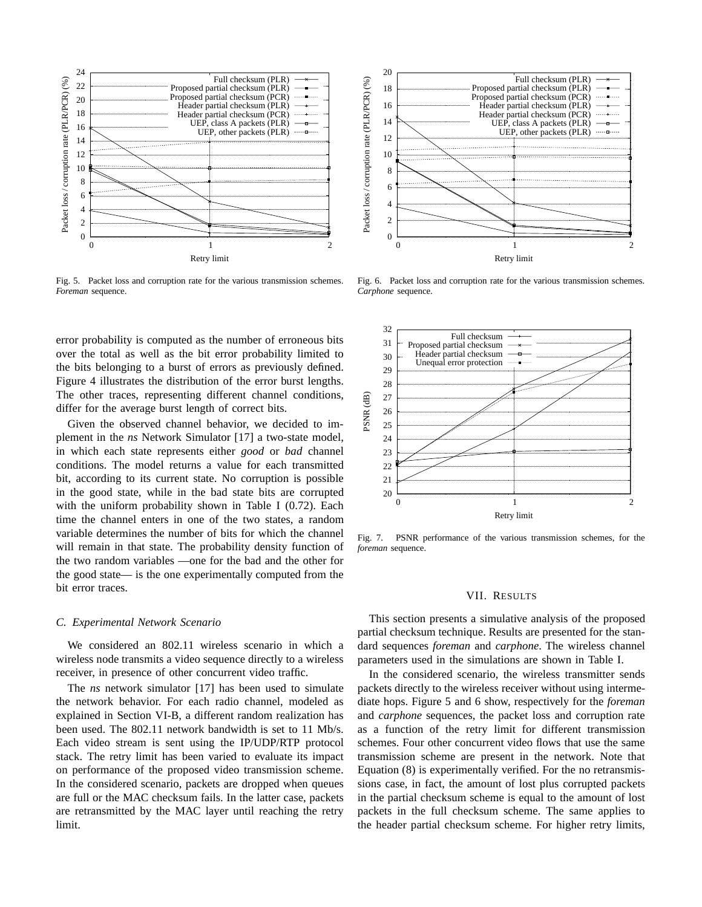Fig. 5. Packet loss and corruption rate for the various transmission schemes. *Foreman* sequence.

Fig. 6. Packet loss and corruption rate for the various transmission schemes. *Carphone* sequence.

error probability is computed as the number of erroneous bits over the total as well as the bit error probability limited to the bits belonging to a burst of errors as previously defined. Figure 4 illustrates the distribution of the error burst lengths. The other traces, representing different channel conditions, differ for the average burst length of correct bits.

Given the observed channel behavior, we decided to implement in the *ns* Network Simulator [17] a two-state model, in which each state represents either *good* or *bad* channel conditions. The model returns a value for each transmitted bit, according to its current state. No corruption is possible in the good state, while in the bad state bits are corrupted with the uniform probability shown in Table I (0.72). Each time the channel enters in one of the two states, a random variable determines the number of bits for which the channel will remain in that state. The probability density function of the two random variables —one for the bad and the other for the good state— is the one experimentally computed from the bit error traces.

### C. Experimental Network Scenario

We considered an 802.11 wireless scenario in which a wireless node transmits a video sequence directly to a wireless receiver, in presence of other concurrent video traffic.

The *ns* network simulator [17] has been used to simulate the network behavior. For each radio channel, modeled as explained in Section VI-B, a different random realization has been used. The 802.11 network bandwidth is set to 11 Mb/s. Each video stream is sent using the IP/UDP/RTP protocol stack. The retry limit has been varied to evaluate its impact on performance of the proposed video transmission scheme. In the considered scenario, packets are dropped when queues are full or the MAC checksum fails. In the latter case, packets are retransmitted by the MAC layer until reaching the retry limit.

Fig. 7. PSNR performance of the various transmission schemes, for the *foreman* sequence.

## VII. Results

This section presents a simulative analysis of the proposed partial checksum technique. Results are presented for the standard sequences *foreman* and *carphone*. The wireless channel parameters used in the simulations are shown in Table I.

In the considered scenario, the wireless transmitter sends packets directly to the wireless receiver without using intermediate hops. Figure 5 and 6 show, respectively for the *foreman* and *carphone* sequences, the packet loss and corruption rate as a function of the retry limit for different transmission schemes. Four other concurrent video flows that use the same transmission scheme are present in the network. Note that Equation (8) is experimentally verified. For the no retransmissions case, in fact, the amount of lost plus corrupted packets in the partial checksum scheme is equal to the amount of lost packets in the full checksum scheme. The same applies to the header partial checksum scheme. For higher retry limits,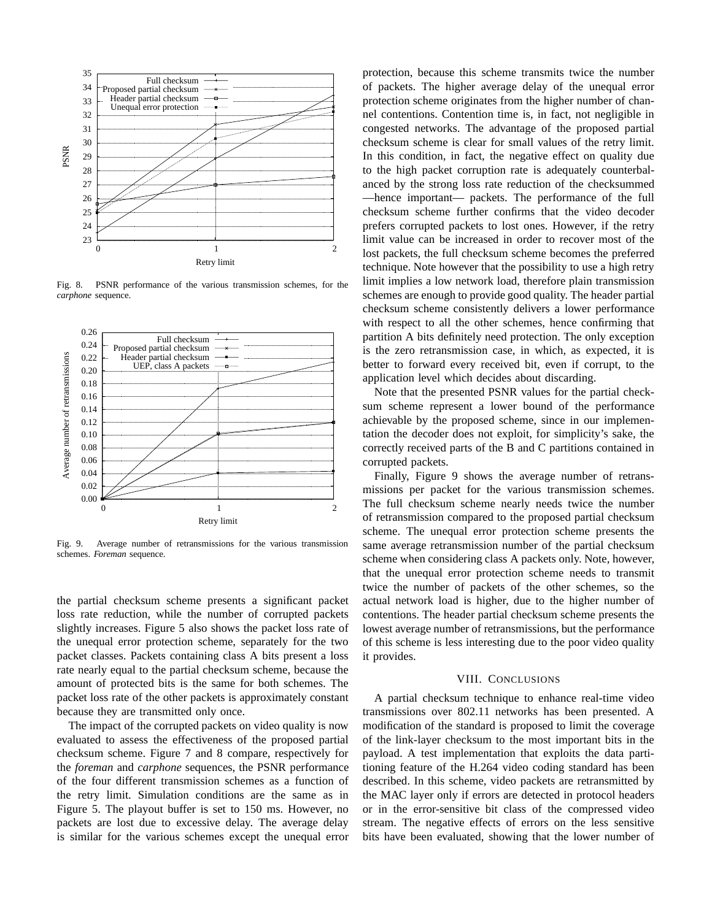Fig. 8. PSNR performance of the various transmission schemes, for the *carphone* sequence.

Fig. 9. Average number of retransmissions for the various transmission schemes. *Foreman* sequence.

the partial checksum scheme presents a significant packet loss rate reduction, while the number of corrupted packets slightly increases. Figure 5 also shows the packet loss rate of the unequal error protection scheme, separately for the two packet classes. Packets containing class A bits present a loss rate nearly equal to the partial checksum scheme, because the amount of protected bits is the same for both schemes. The packet loss rate of the other packets is approximately constant because they are transmitted only once.

The impact of the corrupted packets on video quality is now evaluated to assess the effectiveness of the proposed partial checksum scheme. Figure 7 and 8 compare, respectively for the *foreman* and *carphone* sequences, the PSNR performance of the four different transmission schemes as a function of the retry limit. Simulation conditions are the same as in Figure 5. The playout buffer is set to 150 ms. However, no packets are lost due to excessive delay. The average delay is similar for the various schemes except the unequal error protection, because this scheme transmits twice the number of packets. The higher average delay of the unequal error protection scheme originates from the higher number of channel contentions. Contention time is, in fact, not negligible in congested networks. The advantage of the proposed partial checksum scheme is clear for small values of the retry limit. In this condition, in fact, the negative effect on quality due to the high packet corruption rate is adequately counterbalanced by the strong loss rate reduction of the checksummed —hence important— packets. The performance of the full checksum scheme further confirms that the video decoder prefers corrupted packets to lost ones. However, if the retry limit value can be increased in order to recover most of the lost packets, the full checksum scheme becomes the preferred technique. Note however that the possibility to use a high retry limit implies a low network load, therefore plain transmission schemes are enough to provide good quality. The header partial checksum scheme consistently delivers a lower performance with respect to all the other schemes, hence confirming that partition A bits definitely need protection. The only exception is the zero retransmission case, in which, as expected, it is better to forward every received bit, even if corrupt, to the application level which decides about discarding.

Note that the presented PSNR values for the partial checksum scheme represent a lower bound of the performance achievable by the proposed scheme, since in our implementation the decoder does not exploit, for simplicity's sake, the correctly received parts of the B and C partitions contained in corrupted packets.

Finally, Figure 9 shows the average number of retransmissions per packet for the various transmission schemes. The full checksum scheme nearly needs twice the number of retransmission compared to the proposed partial checksum scheme. The unequal error protection scheme presents the same average retransmission number of the partial checksum scheme when considering class A packets only. Note, however, that the unequal error protection scheme needs to transmit twice the number of packets of the other schemes, so the actual network load is higher, due to the higher number of contentions. The header partial checksum scheme presents the lowest average number of retransmissions, but the performance of this scheme is less interesting due to the poor video quality it provides.

## VIII. Conclusions

A partial checksum technique to enhance real-time video transmissions over 802.11 networks has been presented. A modification of the standard is proposed to limit the coverage of the link-layer checksum to the most important bits in the payload. A test implementation that exploits the data partitioning feature of the H.264 video coding standard has been described. In this scheme, video packets are retransmitted by the MAC layer only if errors are detected in protocol headers or in the error-sensitive bit class of the compressed video stream. The negative effects of errors on the less sensitive bits have been evaluated, showing that the lower number of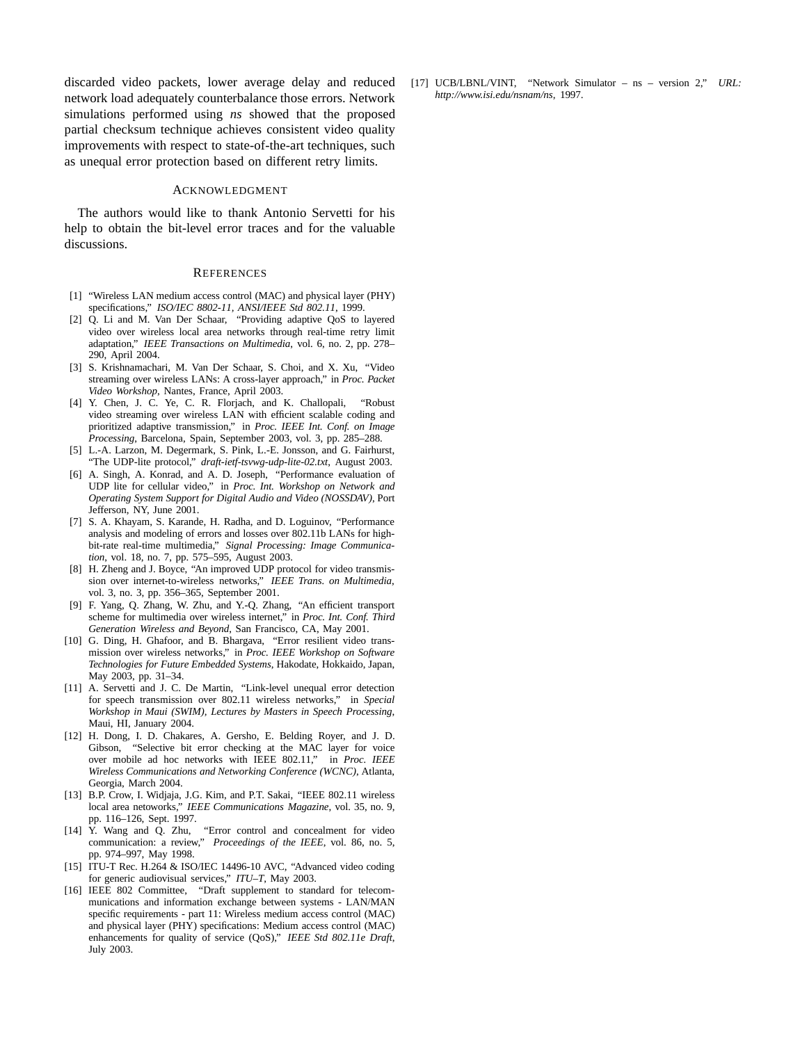discarded video packets, lower average delay and reduced network load adequately counterbalance those errors. Network simulations performed using *ns* showed that the proposed partial checksum technique achieves consistent video quality improvements with respect to state-of-the-art techniques, such as unequal error protection based on different retry limits.

## ACKNOWLEDGMENT

The authors would like to thank Antonio Servetti for his help to obtain the bit-level error traces and for the valuable discussions.

## REFERENCES

[1] "Wireless LAN medium access control (MAC) and physical layer (PHY) specifications," *ISO/IEC 8802-11, ANSI/IEEE Std 802.11*, 1999.

[2] Q. Li and M. Van Der Schaar, "Providing adaptive QoS to layered video over wireless local area networks through real-time retry limit adaptation," *IEEE Transactions on Multimedia*, vol. 6, no. 2, pp. 278–290, April 2004.

[3] S. Krishnamachari, M. Van Der Schaar, S. Choi, and X. Xu, "Video streaming over wireless LANs: A cross-layer approach," in *Proc. Packet Video Workshop*, Nantes, France, April 2003.

[4] Y. Chen, J. C. Ye, C. R. Florjach, and K. Challopali, "Robust video streaming over wireless LAN with efficient scalable coding and prioritized adaptive transmission," in *Proc. IEEE Int. Conf. on Image Processing*, Barcelona, Spain, September 2003, vol. 3, pp. 285–288.

[5] L.-A. Larzon, M. Degermark, S. Pink, L.-E. Jonsson, and G. Fairhurst, "The UDP-lite protocol," *draft-ietf-tsvwg-udp-lite-02.txt*, August 2003.

[6] A. Singh, A. Konrad, and A. D. Joseph, "Performance evaluation of UDP lite for cellular video," in *Proc. Int. Workshop on Network and Operating System Support for Digital Audio and Video (NOSSDAV)*, Port Jefferson, NY, June 2001.

[7] S. A. Khayam, S. Karande, H. Radha, and D. Loguinov, "Performance analysis and modeling of errors and losses over 802.11b LANs for high-bit-rate real-time multimedia," *Signal Processing: Image Communication*, vol. 18, no. 7, pp. 575–595, August 2003.

[8] H. Zheng and J. Boyce, "An improved UDP protocol for video transmission over internet-to-wireless networks," *IEEE Trans. on Multimedia*, vol. 3, no. 3, pp. 356–365, September 2001.

[9] F. Yang, Q. Zhang, W. Zhu, and Y.-Q. Zhang, "An efficient transport scheme for multimedia over wireless internet," in *Proc. Int. Conf. Third Generation Wireless and Beyond*, San Francisco, CA, May 2001.

[10] G. Ding, H. Ghafoor, and B. Bhargava, "Error resilient video transmission over wireless networks," in *Proc. IEEE Workshop on Software Technologies for Future Embedded Systems*, Hakodate, Hokkaido, Japan, May 2003, pp. 31–34.

[11] A. Servetti and J. C. De Martin, "Link-level unequal error detection for speech transmission over 802.11 wireless networks," in *Special Workshop in Maui (SWIM), Lectures by Masters in Speech Processing*, Maui, HI, January 2004.

[12] H. Dong, I. D. Chakares, A. Gersho, E. Belding Royer, and J. D. Gibson, "Selective bit error checking at the MAC layer for voice over mobile ad hoc networks with IEEE 802.11," in *Proc. IEEE Wireless Communications and Networking Conference (WCNC)*, Atlanta, Georgia, March 2004.

[13] B.P. Crow, I. Widjaja, J.G. Kim, and P.T. Sakai, "IEEE 802.11 wireless local area netoworks," *IEEE Communications Magazine*, vol. 35, no. 9, pp. 116–126, Sept. 1997.

[14] Y. Wang and Q. Zhu, "Error control and concealment for video communication: a review," *Proceedings of the IEEE*, vol. 86, no. 5, pp. 974–997, May 1998.

[15] ITU-T Rec. H.264 & ISO/IEC 14496-10 AVC, "Advanced video coding for generic audiovisual services," *ITU–T*, May 2003.

[16] IEEE 802 Committee, "Draft supplement to standard for telecommunications and information exchange between systems - LAN/MAN specific requirements - part 11: Wireless medium access control (MAC) and physical layer (PHY) specifications: Medium access control (MAC) enhancements for quality of service (QoS)," *IEEE Std 802.11e Draft*, July 2003.

[17] UCB/LBNL/VINT, "Network Simulator – ns – version 2," *URL: http://www.isi.edu/nsnam/ns*, 1997.